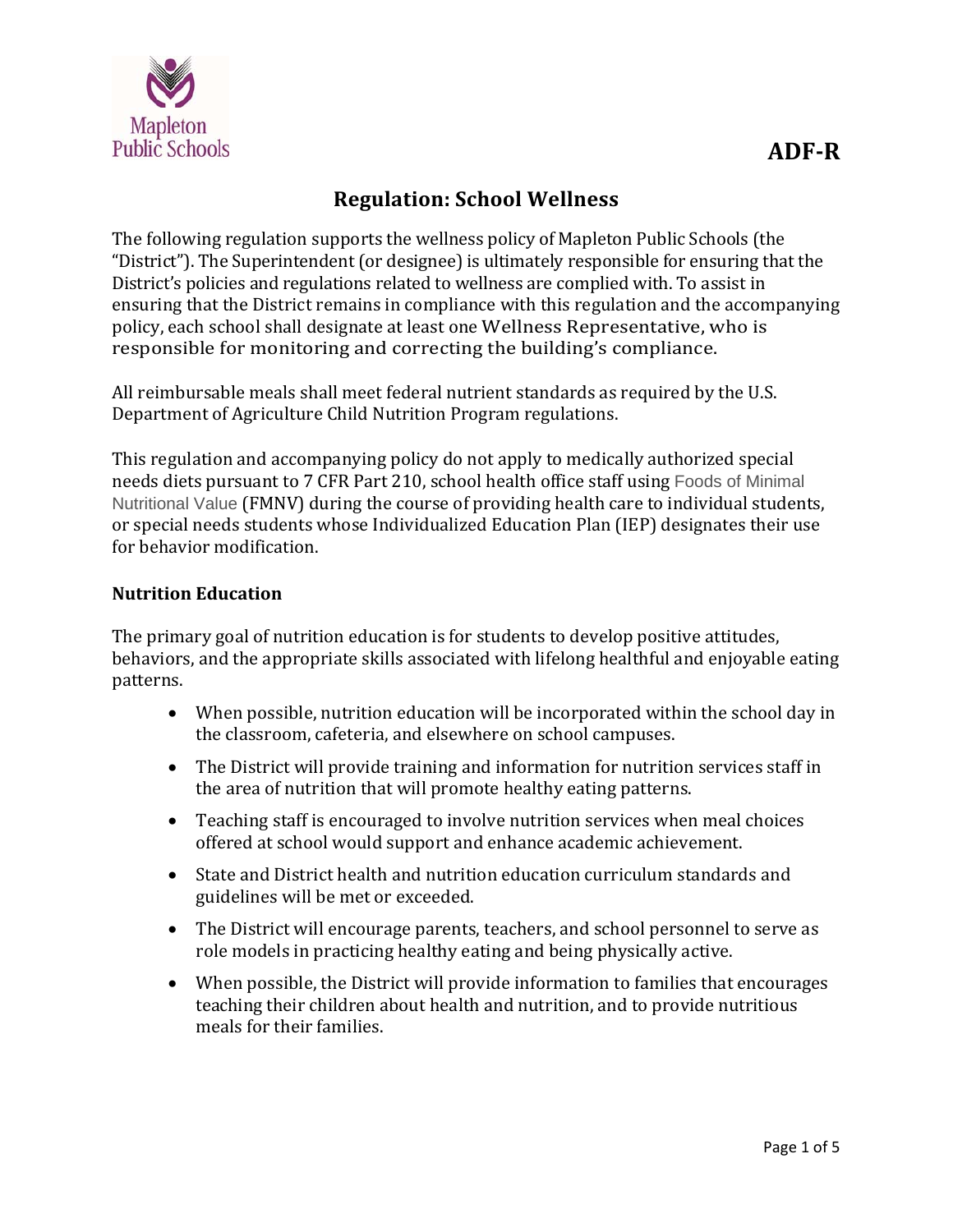ADF-R

# Regulation: School Wellness

The following regulation supports the wellness policy of Mapleton Public Schools (the "District"). The Superintendent (or designee) is ultimately responsible for ensuring that the District's policies and regulations related to wellness are complied with. To assist in ensuring that the District remains in compliance with this regulation and the accompanying policy, each school shall designate at least one Wellness Representative, who is responsible for monitoring and correcting the building's compliance.

All reimbursable meals shall meet federal nutrient standards as required by the U.S. Department of Agriculture Child Nutrition Program regulations.

This regulation and accompanying policy do not apply to medically authorized special needs diets pursuant to 7 CFR Part 210, school health office staff using Foods of Minimal Nutritional Value (FMNV) during the course of providing health care to individual students, or special needs students whose Individualized Education Plan (IEP) designates their use for behavior modification.

## Nutrition Education

The primary goal of nutrition education is for students to develop positive attitudes, behaviors, and the appropriate skills associated with lifelong healthful and enjoyable eating patterns.

- When possible, nutrition education will be incorporated within the school day in the classroom, cafeteria, and elsewhere on school campuses.
- The District will provide training and information for nutrition services staff in the area of nutrition that will promote healthy eating patterns.
- Teaching staff is encouraged to involve nutrition services when meal choices offered at school would support and enhance academic achievement.
- State and District health and nutrition education curriculum standards and guidelines will be met or exceeded.
- The District will encourage parents, teachers, and school personnel to serve as role models in practicing healthy eating and being physically active.
- When possible, the District will provide information to families that encourages teaching their children about health and nutrition, and to provide nutritious meals for their families.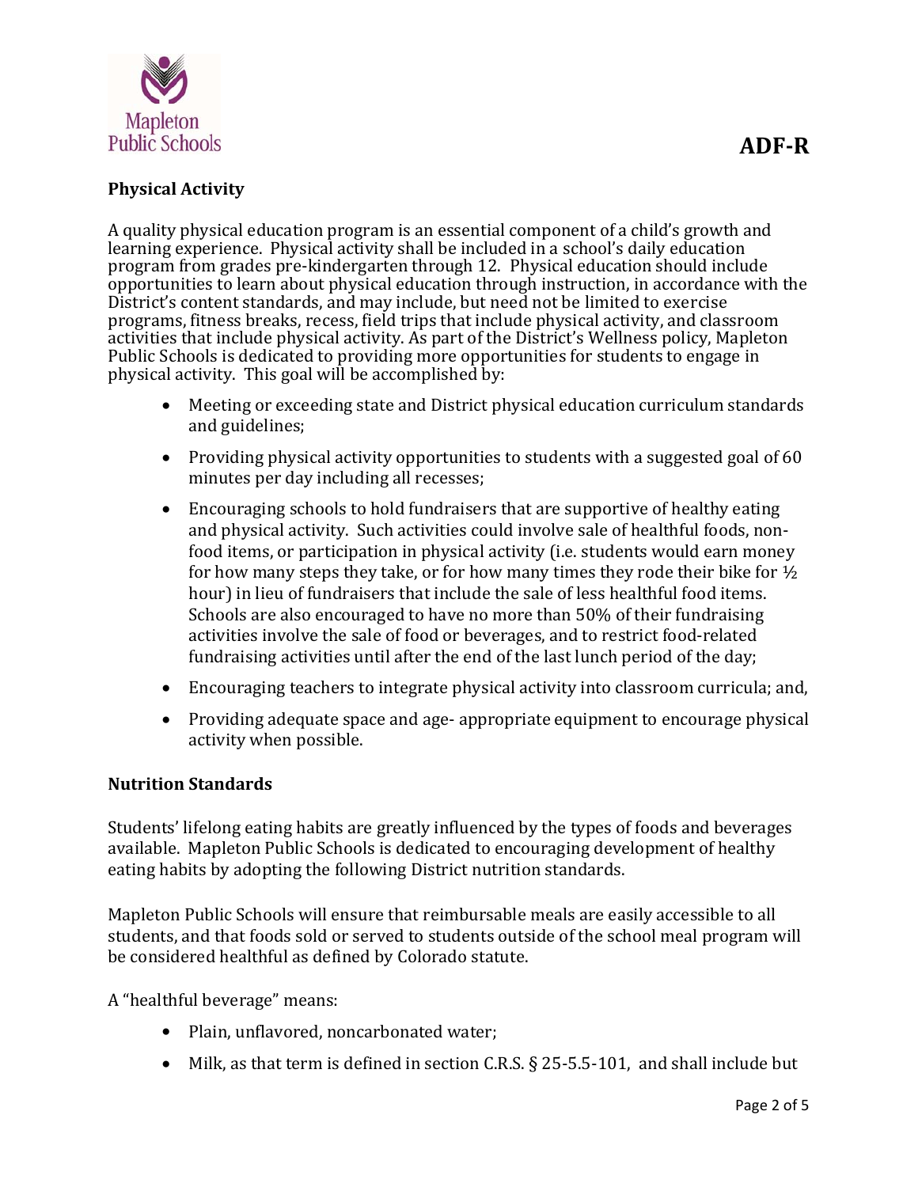## Physical Activity

A quality physical education program is an essential component of a child's growth and learning experience. Physical activity shall be included in a school's daily education program from grades pre-kindergarten through 12. Physical education should include opportunities to learn about physical education through instruction, in accordance with the District's content standards, and may include, but need not be limited to exercise programs, fitness breaks, recess, field trips that include physical activity, and classroom activities that include physical activity. As part of the District's Wellness policy, Mapleton Public Schools is dedicated to providing more opportunities for students to engage in physical activity. This goal will be accomplished by:

- Meeting or exceeding state and District physical education curriculum standards and guidelines;
- Providing physical activity opportunities to students with a suggested goal of 60 minutes per day including all recesses;
- Encouraging schools to hold fundraisers that are supportive of healthy eating and physical activity. Such activities could involve sale of healthful foods, non-food items, or participation in physical activity (i.e. students would earn money for how many steps they take, or for how many times they rode their bike for ½ hour) in lieu of fundraisers that include the sale of less healthful food items. Schools are also encouraged to have no more than 50% of their fundraising activities involve the sale of food or beverages, and to restrict food-related fundraising activities until after the end of the last lunch period of the day;
- Encouraging teachers to integrate physical activity into classroom curricula; and,
- Providing adequate space and age- appropriate equipment to encourage physical activity when possible.

## Nutrition Standards

Students' lifelong eating habits are greatly influenced by the types of foods and beverages available. Mapleton Public Schools is dedicated to encouraging development of healthy eating habits by adopting the following District nutrition standards.

Mapleton Public Schools will ensure that reimbursable meals are easily accessible to all students, and that foods sold or served to students outside of the school meal program will be considered healthful as defined by Colorado statute.

A "healthful beverage" means:

- Plain, unflavored, noncarbonated water;
- Milk, as that term is defined in section C.R.S. § 25-5.5-101, and shall include but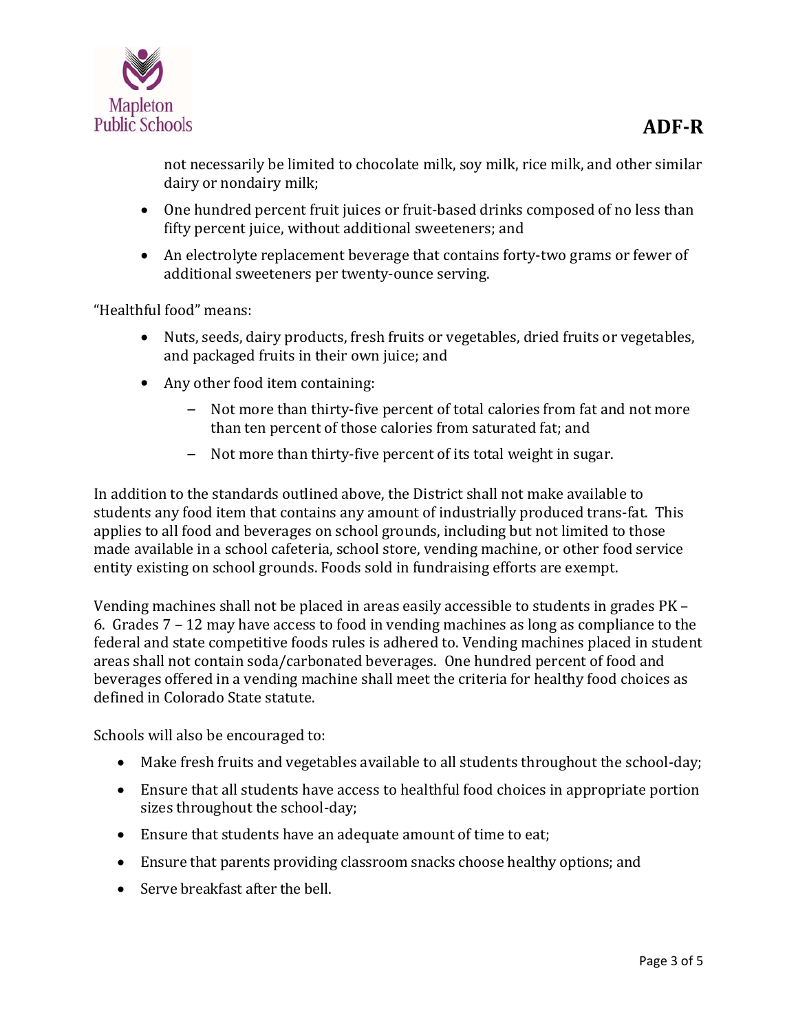not necessarily be limited to chocolate milk, soy milk, rice milk, and other similar dairy or nondairy milk;

- One hundred percent fruit juices or fruit-based drinks composed of no less than fifty percent juice, without additional sweeteners; and
- An electrolyte replacement beverage that contains forty-two grams or fewer of additional sweeteners per twenty-ounce serving.

"Healthful food" means:

- Nuts, seeds, dairy products, fresh fruits or vegetables, dried fruits or vegetables, and packaged fruits in their own juice; and
- Any other food item containing:
  - Not more than thirty-five percent of total calories from fat and not more than ten percent of those calories from saturated fat; and
  - Not more than thirty-five percent of its total weight in sugar.

In addition to the standards outlined above, the District shall not make available to students any food item that contains any amount of industrially produced trans-fat. This applies to all food and beverages on school grounds, including but not limited to those made available in a school cafeteria, school store, vending machine, or other food service entity existing on school grounds. Foods sold in fundraising efforts are exempt.

Vending machines shall not be placed in areas easily accessible to students in grades PK – 6. Grades 7 – 12 may have access to food in vending machines as long as compliance to the federal and state competitive foods rules is adhered to. Vending machines placed in student areas shall not contain soda/carbonated beverages. One hundred percent of food and beverages offered in a vending machine shall meet the criteria for healthy food choices as defined in Colorado State statute.

Schools will also be encouraged to:

- Make fresh fruits and vegetables available to all students throughout the school-day;
- Ensure that all students have access to healthful food choices in appropriate portion sizes throughout the school-day;
- Ensure that students have an adequate amount of time to eat;
- Ensure that parents providing classroom snacks choose healthy options; and
- Serve breakfast after the bell.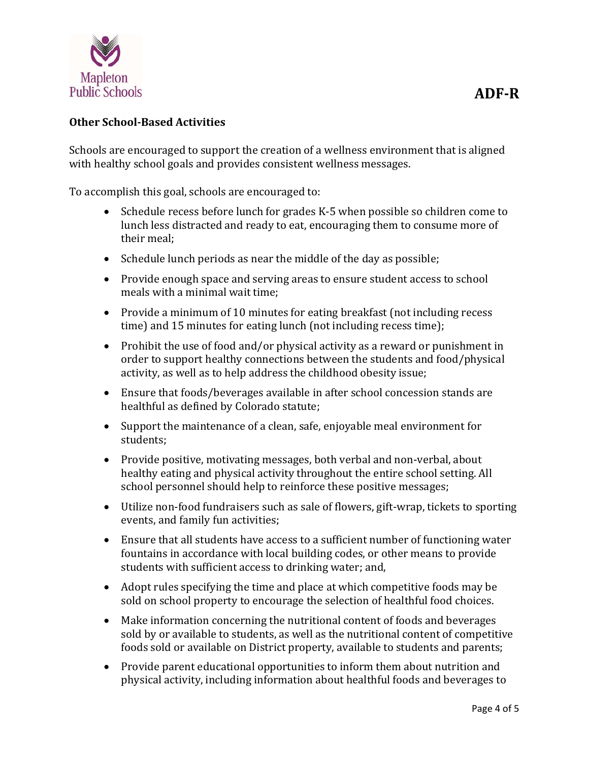## Other School-Based Activities

Schools are encouraged to support the creation of a wellness environment that is aligned with healthy school goals and provides consistent wellness messages.

To accomplish this goal, schools are encouraged to:

- Schedule recess before lunch for grades K-5 when possible so children come to lunch less distracted and ready to eat, encouraging them to consume more of their meal;
- Schedule lunch periods as near the middle of the day as possible;
- Provide enough space and serving areas to ensure student access to school meals with a minimal wait time;
- Provide a minimum of 10 minutes for eating breakfast (not including recess time) and 15 minutes for eating lunch (not including recess time);
- Prohibit the use of food and/or physical activity as a reward or punishment in order to support healthy connections between the students and food/physical activity, as well as to help address the childhood obesity issue;
- Ensure that foods/beverages available in after school concession stands are healthful as defined by Colorado statute;
- Support the maintenance of a clean, safe, enjoyable meal environment for students;
- Provide positive, motivating messages, both verbal and non-verbal, about healthy eating and physical activity throughout the entire school setting. All school personnel should help to reinforce these positive messages;
- Utilize non-food fundraisers such as sale of flowers, gift-wrap, tickets to sporting events, and family fun activities;
- Ensure that all students have access to a sufficient number of functioning water fountains in accordance with local building codes, or other means to provide students with sufficient access to drinking water; and,
- Adopt rules specifying the time and place at which competitive foods may be sold on school property to encourage the selection of healthful food choices.
- Make information concerning the nutritional content of foods and beverages sold by or available to students, as well as the nutritional content of competitive foods sold or available on District property, available to students and parents;
- Provide parent educational opportunities to inform them about nutrition and physical activity, including information about healthful foods and beverages to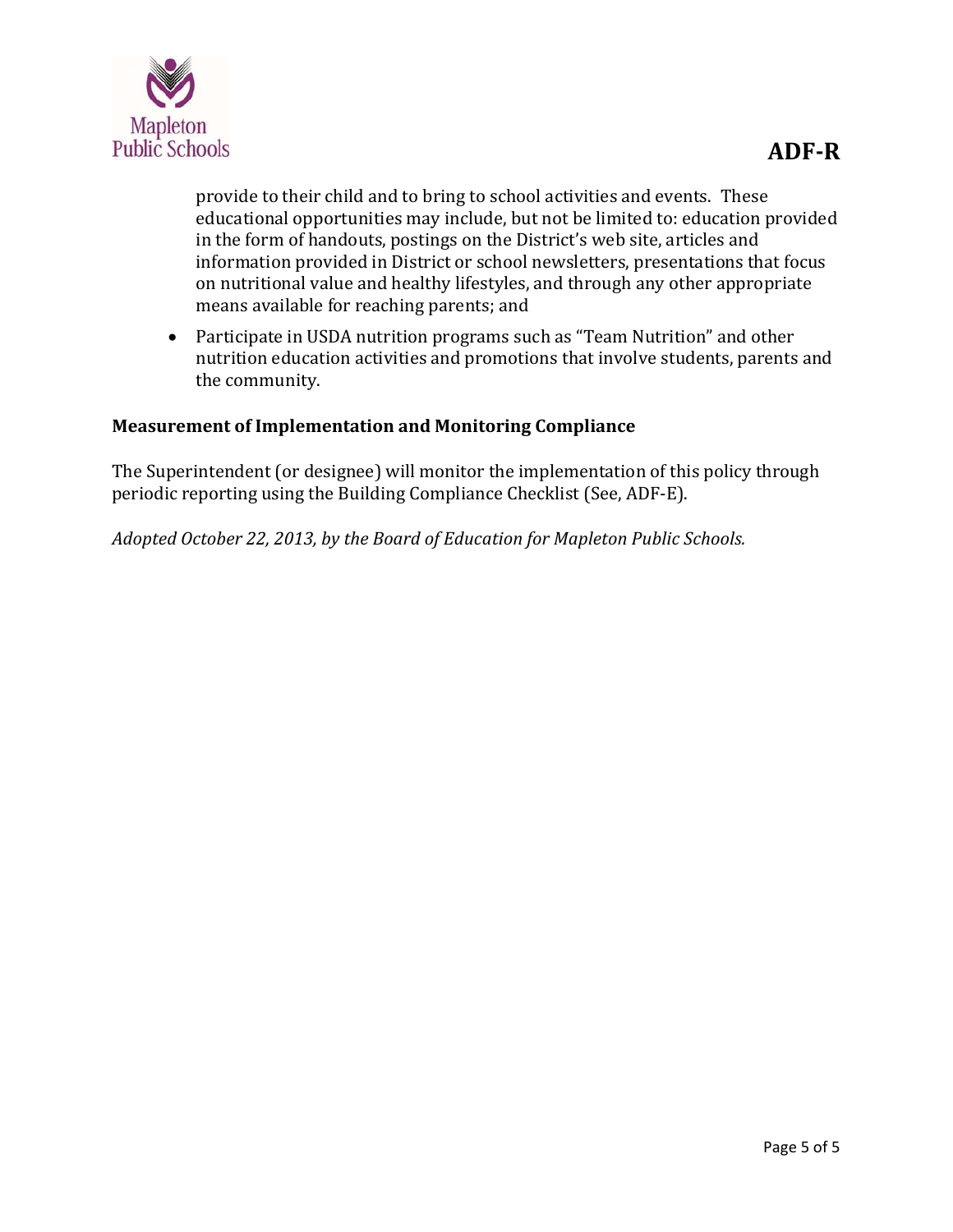provide to their child and to bring to school activities and events. These educational opportunities may include, but not be limited to: education provided in the form of handouts, postings on the District's web site, articles and information provided in District or school newsletters, presentations that focus on nutritional value and healthy lifestyles, and through any other appropriate means available for reaching parents; and

- Participate in USDA nutrition programs such as "Team Nutrition" and other nutrition education activities and promotions that involve students, parents and the community.

**Measurement of Implementation and Monitoring Compliance**

The Superintendent (or designee) will monitor the implementation of this policy through periodic reporting using the Building Compliance Checklist (See, ADF-E).

*Adopted October 22, 2013, by the Board of Education for Mapleton Public Schools.*